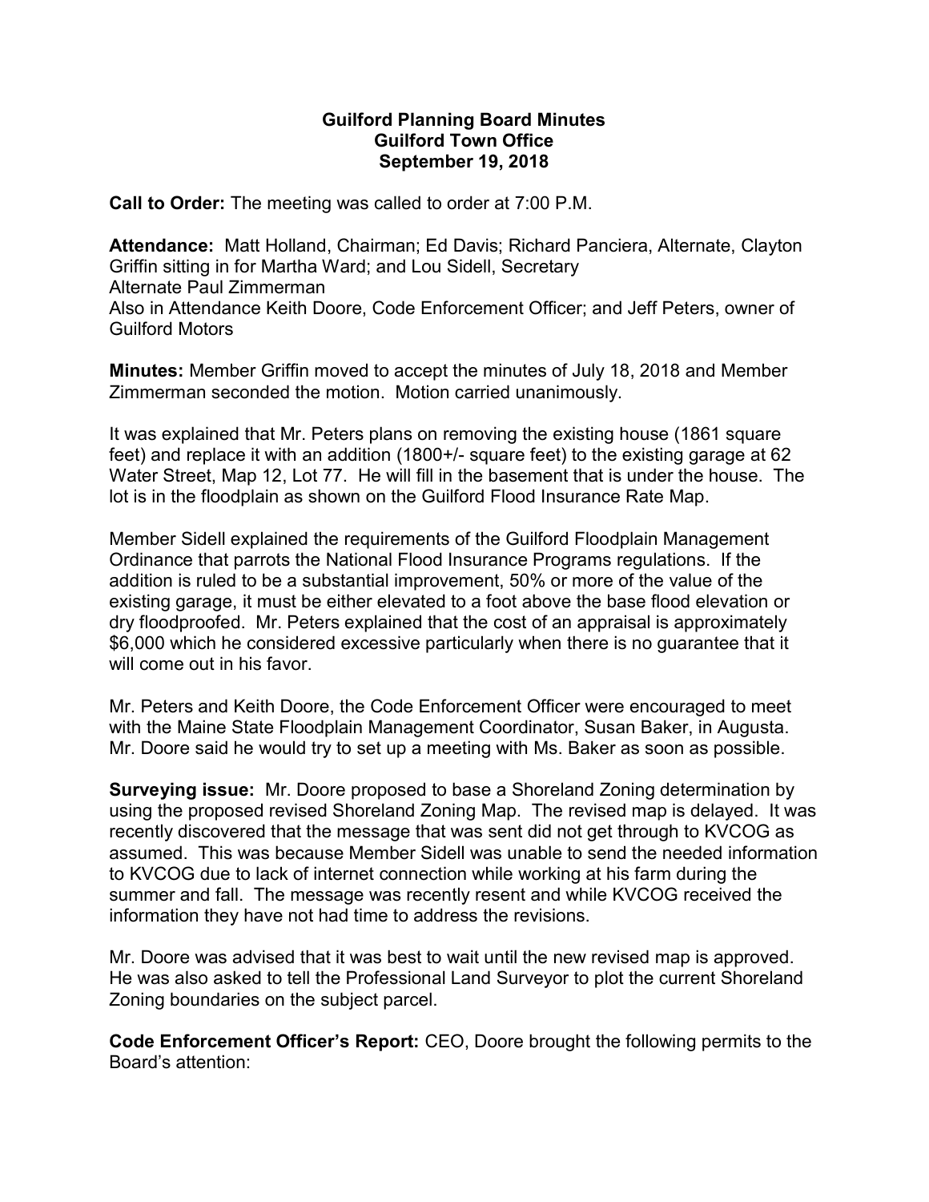# Guilford Planning Board Minutes
## Guilford Town Office
## September 19, 2018

**Call to Order:** The meeting was called to order at 7:00 P.M.

**Attendance:** Matt Holland, Chairman; Ed Davis; Richard Panciera, Alternate, Clayton Griffin sitting in for Martha Ward; and Lou Sidell, Secretary
Alternate Paul Zimmerman
Also in Attendance Keith Doore, Code Enforcement Officer; and Jeff Peters, owner of Guilford Motors

**Minutes:** Member Griffin moved to accept the minutes of July 18, 2018 and Member Zimmerman seconded the motion. Motion carried unanimously.

It was explained that Mr. Peters plans on removing the existing house (1861 square feet) and replace it with an addition (1800+/- square feet) to the existing garage at 62 Water Street, Map 12, Lot 77. He will fill in the basement that is under the house. The lot is in the floodplain as shown on the Guilford Flood Insurance Rate Map.

Member Sidell explained the requirements of the Guilford Floodplain Management Ordinance that parrots the National Flood Insurance Programs regulations. If the addition is ruled to be a substantial improvement, 50% or more of the value of the existing garage, it must be either elevated to a foot above the base flood elevation or dry floodproofed. Mr. Peters explained that the cost of an appraisal is approximately $6,000 which he considered excessive particularly when there is no guarantee that it will come out in his favor.

Mr. Peters and Keith Doore, the Code Enforcement Officer were encouraged to meet with the Maine State Floodplain Management Coordinator, Susan Baker, in Augusta. Mr. Doore said he would try to set up a meeting with Ms. Baker as soon as possible.

**Surveying issue:** Mr. Doore proposed to base a Shoreland Zoning determination by using the proposed revised Shoreland Zoning Map. The revised map is delayed. It was recently discovered that the message that was sent did not get through to KVCOG as assumed. This was because Member Sidell was unable to send the needed information to KVCOG due to lack of internet connection while working at his farm during the summer and fall. The message was recently resent and while KVCOG received the information they have not had time to address the revisions.

Mr. Doore was advised that it was best to wait until the new revised map is approved. He was also asked to tell the Professional Land Surveyor to plot the current Shoreland Zoning boundaries on the subject parcel.

**Code Enforcement Officer's Report:** CEO, Doore brought the following permits to the Board's attention: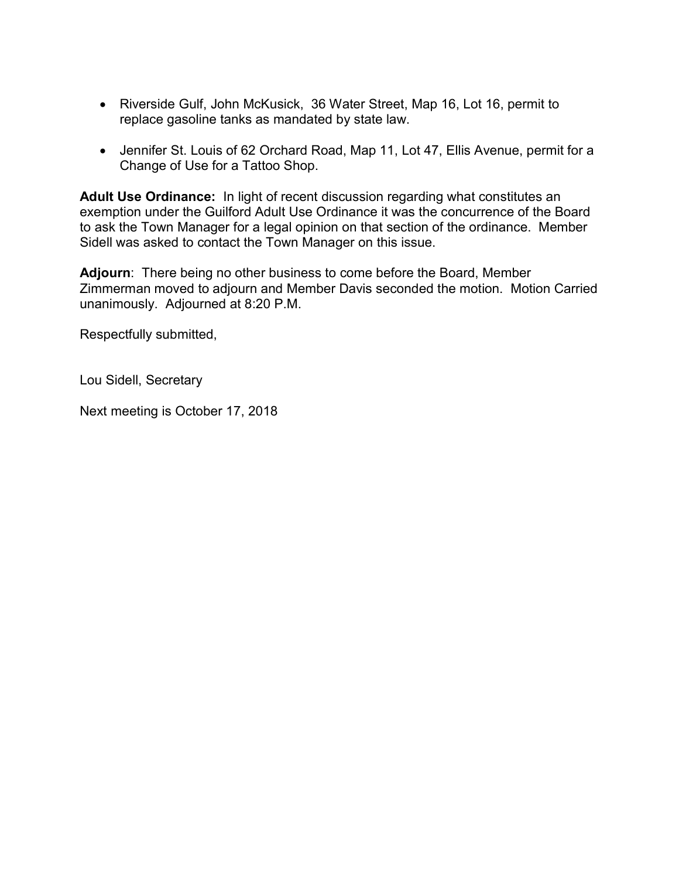- Riverside Gulf, John McKusick, 36 Water Street, Map 16, Lot 16, permit to replace gasoline tanks as mandated by state law.

- Jennifer St. Louis of 62 Orchard Road, Map 11, Lot 47, Ellis Avenue, permit for a Change of Use for a Tattoo Shop.

**Adult Use Ordinance:** In light of recent discussion regarding what constitutes an exemption under the Guilford Adult Use Ordinance it was the concurrence of the Board to ask the Town Manager for a legal opinion on that section of the ordinance. Member Sidell was asked to contact the Town Manager on this issue.

**Adjourn**: There being no other business to come before the Board, Member Zimmerman moved to adjourn and Member Davis seconded the motion. Motion Carried unanimously. Adjourned at 8:20 P.M.

Respectfully submitted,

Lou Sidell, Secretary

Next meeting is October 17, 2018